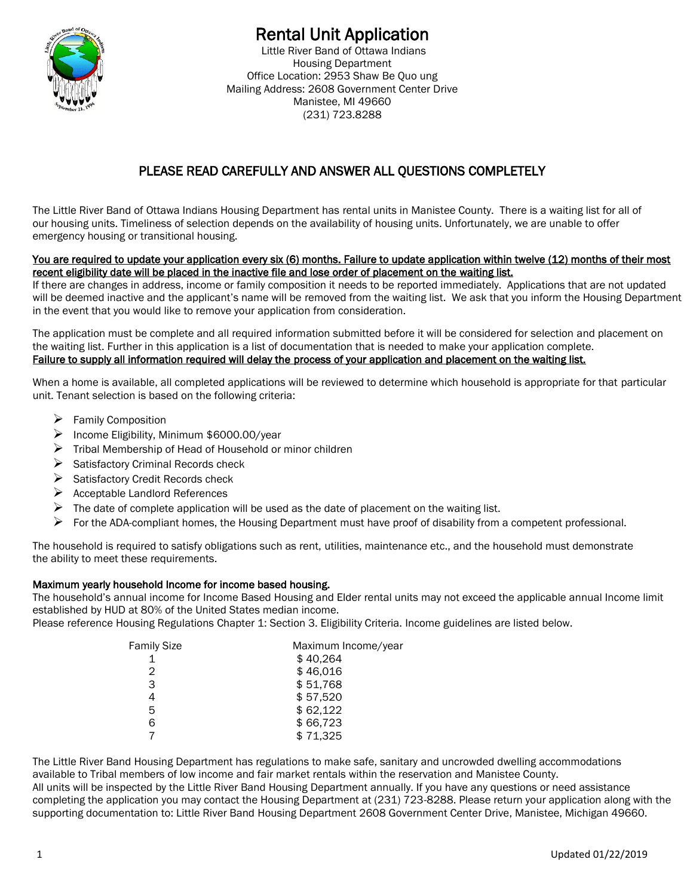# Rental Unit Application

Little River Band of Ottawa Indians
Housing Department
Office Location: 2953 Shaw Be Quo ung
Mailing Address: 2608 Government Center Drive
Manistee, MI 49660
(231) 723.8288

## PLEASE READ CAREFULLY AND ANSWER ALL QUESTIONS COMPLETELY

The Little River Band of Ottawa Indians Housing Department has rental units in Manistee County. There is a waiting list for all of our housing units. Timeliness of selection depends on the availability of housing units. Unfortunately, we are unable to offer emergency housing or transitional housing.

**You are required to update your application every six (6) months. Failure to update application within twelve (12) months of their most recent eligibility date will be placed in the inactive file and lose order of placement on the waiting list.**
If there are changes in address, income or family composition it needs to be reported immediately. Applications that are not updated will be deemed inactive and the applicant's name will be removed from the waiting list. We ask that you inform the Housing Department in the event that you would like to remove your application from consideration.

The application must be complete and all required information submitted before it will be considered for selection and placement on the waiting list. Further in this application is a list of documentation that is needed to make your application complete.
**Failure to supply all information required will delay the process of your application and placement on the waiting list.**

When a home is available, all completed applications will be reviewed to determine which household is appropriate for that particular unit. Tenant selection is based on the following criteria:

- Family Composition
- Income Eligibility, Minimum $6000.00/year
- Tribal Membership of Head of Household or minor children
- Satisfactory Criminal Records check
- Satisfactory Credit Records check
- Acceptable Landlord References
- The date of complete application will be used as the date of placement on the waiting list.
- For the ADA-compliant homes, the Housing Department must have proof of disability from a competent professional.

The household is required to satisfy obligations such as rent, utilities, maintenance etc., and the household must demonstrate the ability to meet these requirements.

**Maximum yearly household Income for income based housing.**
The household's annual income for Income Based Housing and Elder rental units may not exceed the applicable annual Income limit established by HUD at 80% of the United States median income.
Please reference Housing Regulations Chapter 1: Section 3. Eligibility Criteria. Income guidelines are listed below.

| Family Size | Maximum Income/year |
|---|---|
| 1 | $ 40,264 |
| 2 | $ 46,016 |
| 3 | $ 51,768 |
| 4 | $ 57,520 |
| 5 | $ 62,122 |
| 6 | $ 66,723 |
| 7 | $ 71,325 |

The Little River Band Housing Department has regulations to make safe, sanitary and uncrowded dwelling accommodations available to Tribal members of low income and fair market rentals within the reservation and Manistee County.
All units will be inspected by the Little River Band Housing Department annually. If you have any questions or need assistance completing the application you may contact the Housing Department at (231) 723-8288. Please return your application along with the supporting documentation to: Little River Band Housing Department 2608 Government Center Drive, Manistee, Michigan 49660.

Updated 01/22/2019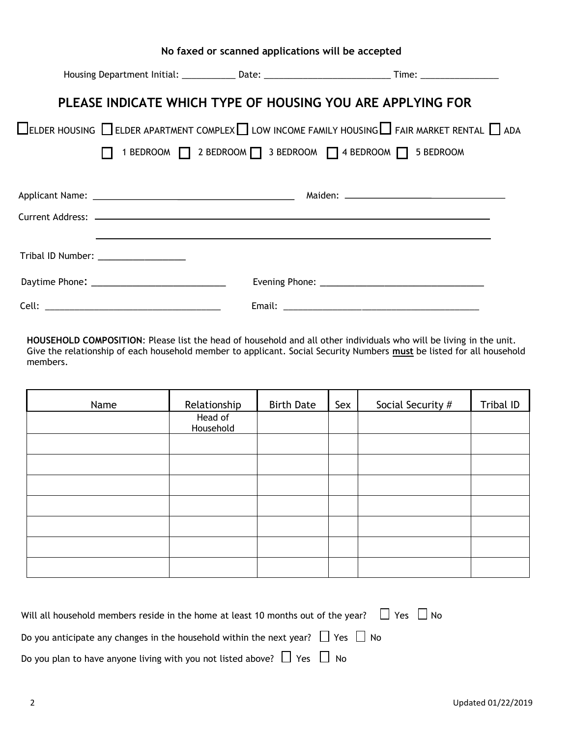**No faxed or scanned applications will be accepted**

Housing Department Initial: ___________ Date: __________________________ Time: ________________

## PLEASE INDICATE WHICH TYPE OF HOUSING YOU ARE APPLYING FOR

☐ ELDER HOUSING ☐ ELDER APARTMENT COMPLEX ☐ LOW INCOME FAMILY HOUSING ☐ FAIR MARKET RENTAL ☐ ADA

☐ 1 BEDROOM ☐ 2 BEDROOM ☐ 3 BEDROOM ☐ 4 BEDROOM ☐ 5 BEDROOM

Applicant Name: ________________________________________ Maiden: ________________________________

Current Address: ____________________________________________________________________________

____________________________________________________________________________

Tribal ID Number: _________________

Daytime Phone: ___________________________ Evening Phone: _________________________________

Cell: ____________________________________ Email: _________________________________________

**HOUSEHOLD COMPOSITION**: Please list the head of household and all other individuals who will be living in the unit. Give the relationship of each household member to applicant. Social Security Numbers **must** be listed for all household members.

| Name | Relationship | Birth Date | Sex | Social Security # | Tribal ID |
|---|---|---|---|---|---|
| | Head of Household | | | | |
| | | | | | |
| | | | | | |
| | | | | | |
| | | | | | |
| | | | | | |
| | | | | | |
| | | | | | |

Will all household members reside in the home at least 10 months out of the year? ☐ Yes ☐ No

Do you anticipate any changes in the household within the next year? ☐ Yes ☐ No

Do you plan to have anyone living with you not listed above? ☐ Yes ☐ No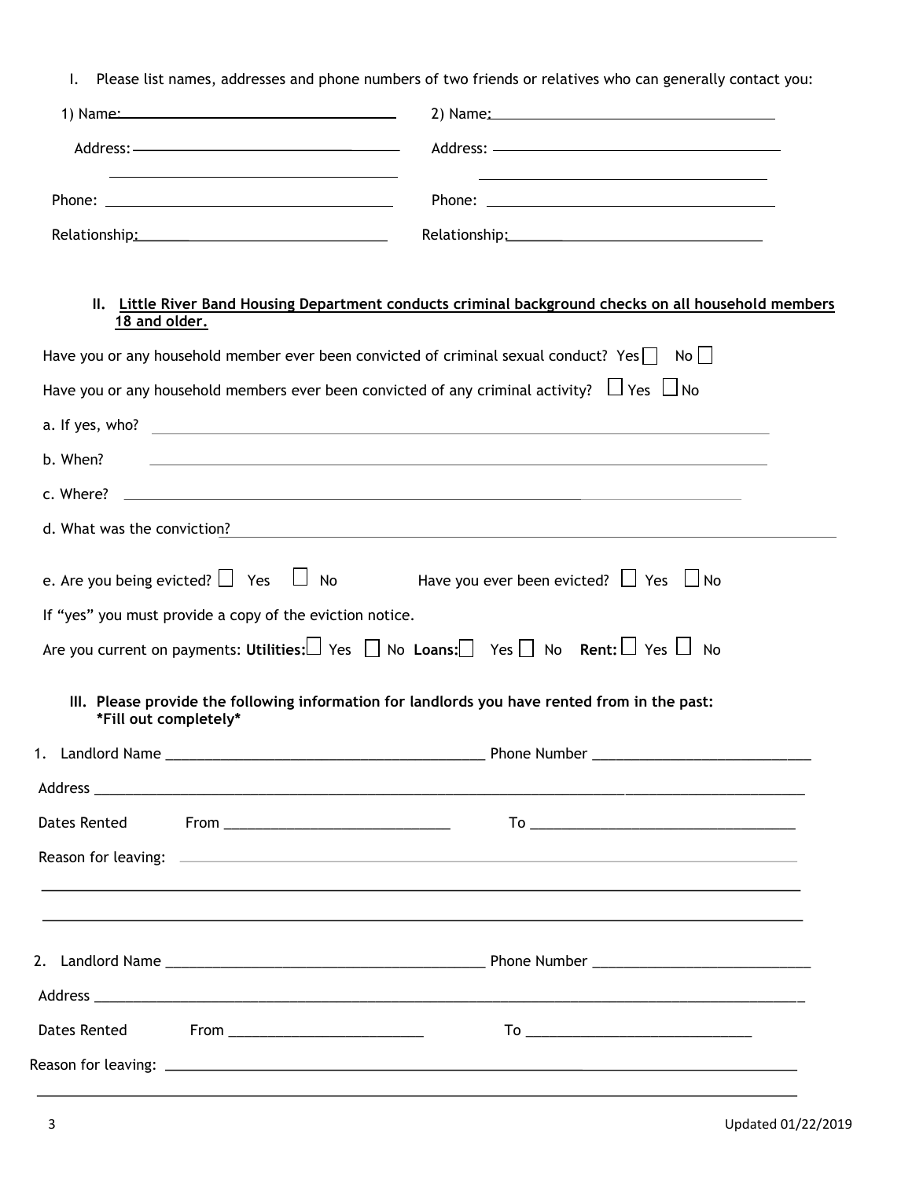I. Please list names, addresses and phone numbers of two friends or relatives who can generally contact you:

| 1) | 2) |
|---|---|
| Name: ______________________ | Name: ______________________ |
| Address: ______________________ | Address: ______________________ |
| ______________________ | ______________________ |
| Phone: ______________________ | Phone: ______________________ |
| Relationship: ______________________ | Relationship: ______________________ |

## II. <u>Little River Band Housing Department conducts criminal background checks on all household members 18 and older.</u>

Have you or any household member ever been convicted of criminal sexual conduct? Yes ☐ No ☐

Have you or any household members ever been convicted of any criminal activity? ☐ Yes ☐ No

a. If yes, who? ______________________________________________

b. When? ______________________________________________

c. Where? ______________________________________________

d. What was the conviction? ______________________________________________

e. Are you being evicted? ☐ Yes ☐ No Have you ever been evicted? ☐ Yes ☐ No

If "yes" you must provide a copy of the eviction notice.

Are you current on payments: **Utilities:** ☐ Yes ☐ No **Loans:** ☐ Yes ☐ No **Rent:** ☐ Yes ☐ No

## III. Please provide the following information for landlords you have rented from in the past: *Fill out completely*

1. Landlord Name ______________________________ Phone Number ______________________

Address ______________________________________________________________

Dates Rented From ______________________ To ______________________

Reason for leaving: ______________________________________________________________

______________________________________________________________

______________________________________________________________

2. Landlord Name ______________________________ Phone Number ______________________

Address ______________________________________________________________

Dates Rented From ______________________ To ______________________

Reason for leaving: ______________________________________________________________

______________________________________________________________

Updated 01/22/2019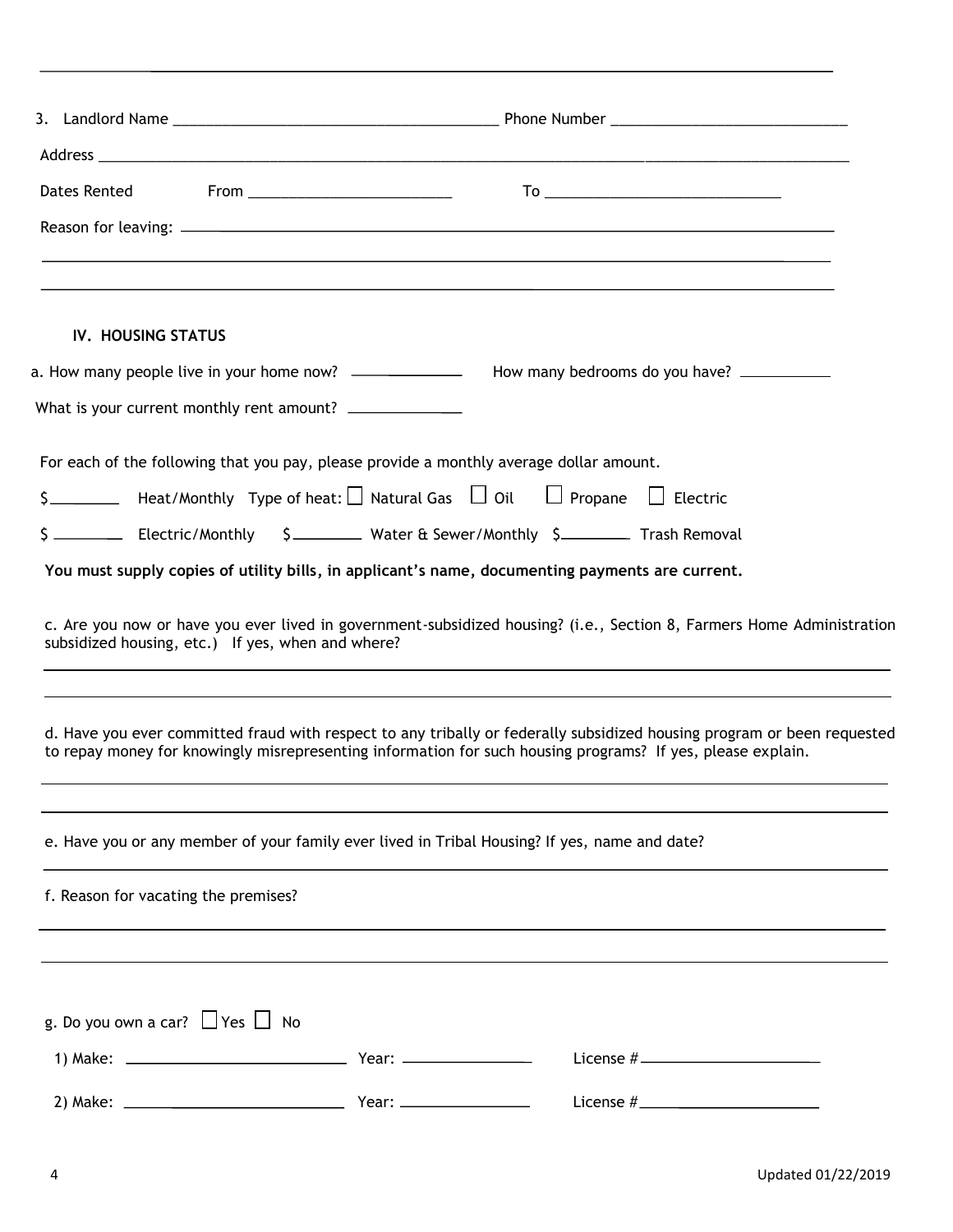3. Landlord Name ______________________________________ Phone Number ___________________________

Address ___________________________________________________________________________________

Dates Rented From ________________________ To ____________________________

Reason for leaving: ___________________________________________________________________________

___________________________________________________________________________________________

___________________________________________________________________________________________

**IV. HOUSING STATUS**

a. How many people live in your home now? ____________ How many bedrooms do you have? __________

What is your current monthly rent amount? ____________

For each of the following that you pay, please provide a monthly average dollar amount.

$________ Heat/Monthly Type of heat: ☐ Natural Gas ☐ Oil ☐ Propane ☐ Electric

$ ________ Electric/Monthly $________ Water & Sewer/Monthly $________ Trash Removal

**You must supply copies of utility bills, in applicant's name, documenting payments are current.**

c. Are you now or have you ever lived in government-subsidized housing? (i.e., Section 8, Farmers Home Administration subsidized housing, etc.) If yes, when and where?

___________________________________________________________________________________________

___________________________________________________________________________________________

d. Have you ever committed fraud with respect to any tribally or federally subsidized housing program or been requested to repay money for knowingly misrepresenting information for such housing programs? If yes, please explain.

___________________________________________________________________________________________

___________________________________________________________________________________________

e. Have you or any member of your family ever lived in Tribal Housing? If yes, name and date?

___________________________________________________________________________________________

f. Reason for vacating the premises?

___________________________________________________________________________________________

___________________________________________________________________________________________

g. Do you own a car? ☐ Yes ☐ No

1) Make: _________________________ Year: _______________ License #_____________________

2) Make: _________________________ Year: _______________ License #_____________________

Updated 01/22/2019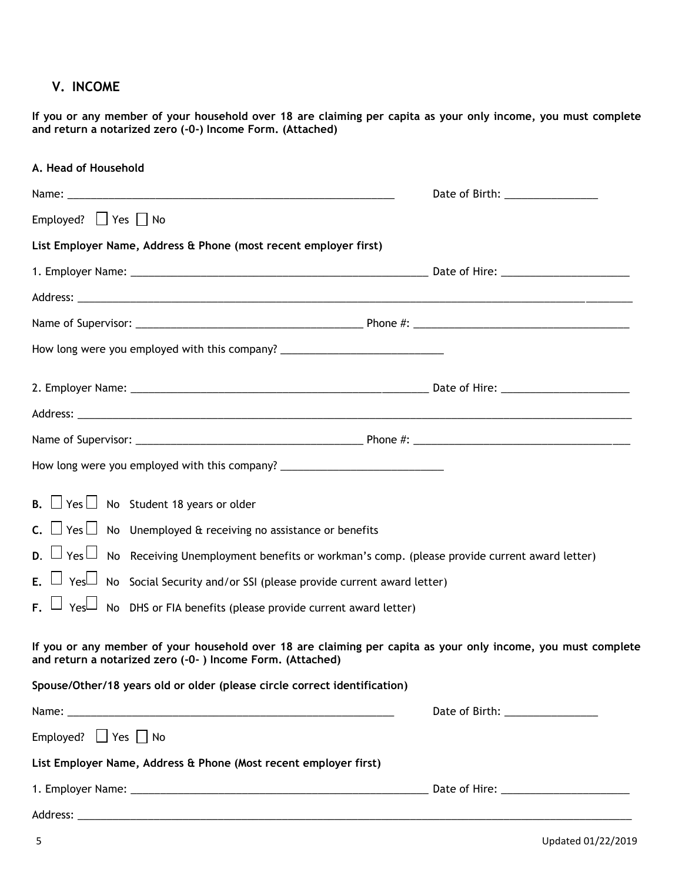## V. INCOME

**If you or any member of your household over 18 are claiming per capita as your only income, you must complete and return a notarized zero (-0-) Income Form. (Attached)**

**A. Head of Household**

Name: ___________________________________________ Date of Birth: ________________

Employed? ☐ Yes ☐ No

**List Employer Name, Address & Phone (most recent employer first)**

1. Employer Name: ___________________________________________ Date of Hire: ______________________

Address: ___________________________________________________________________________

Name of Supervisor: _________________________________ Phone #: _________________________________

How long were you employed with this company? ____________________________

2. Employer Name: ___________________________________________ Date of Hire: ______________________

Address: ___________________________________________________________________________

Name of Supervisor: _________________________________ Phone #: _________________________________

How long were you employed with this company? ____________________________

**B.** ☐ Yes ☐ No Student 18 years or older

**C.** ☐ Yes ☐ No Unemployed & receiving no assistance or benefits

**D.** ☐ Yes ☐ No Receiving Unemployment benefits or workman's comp. (please provide current award letter)

**E.** ☐ Yes ☐ No Social Security and/or SSI (please provide current award letter)

**F.** ☐ Yes ☐ No DHS or FIA benefits (please provide current award letter)

**If you or any member of your household over 18 are claiming per capita as your only income, you must complete and return a notarized zero (-0- ) Income Form. (Attached)**

**Spouse/Other/18 years old or older (please circle correct identification)**

Name: ___________________________________________ Date of Birth: ________________

Employed? ☐ Yes ☐ No

**List Employer Name, Address & Phone (Most recent employer first)**

1. Employer Name: ___________________________________________ Date of Hire: ______________________

Address: ___________________________________________________________________________

Updated 01/22/2019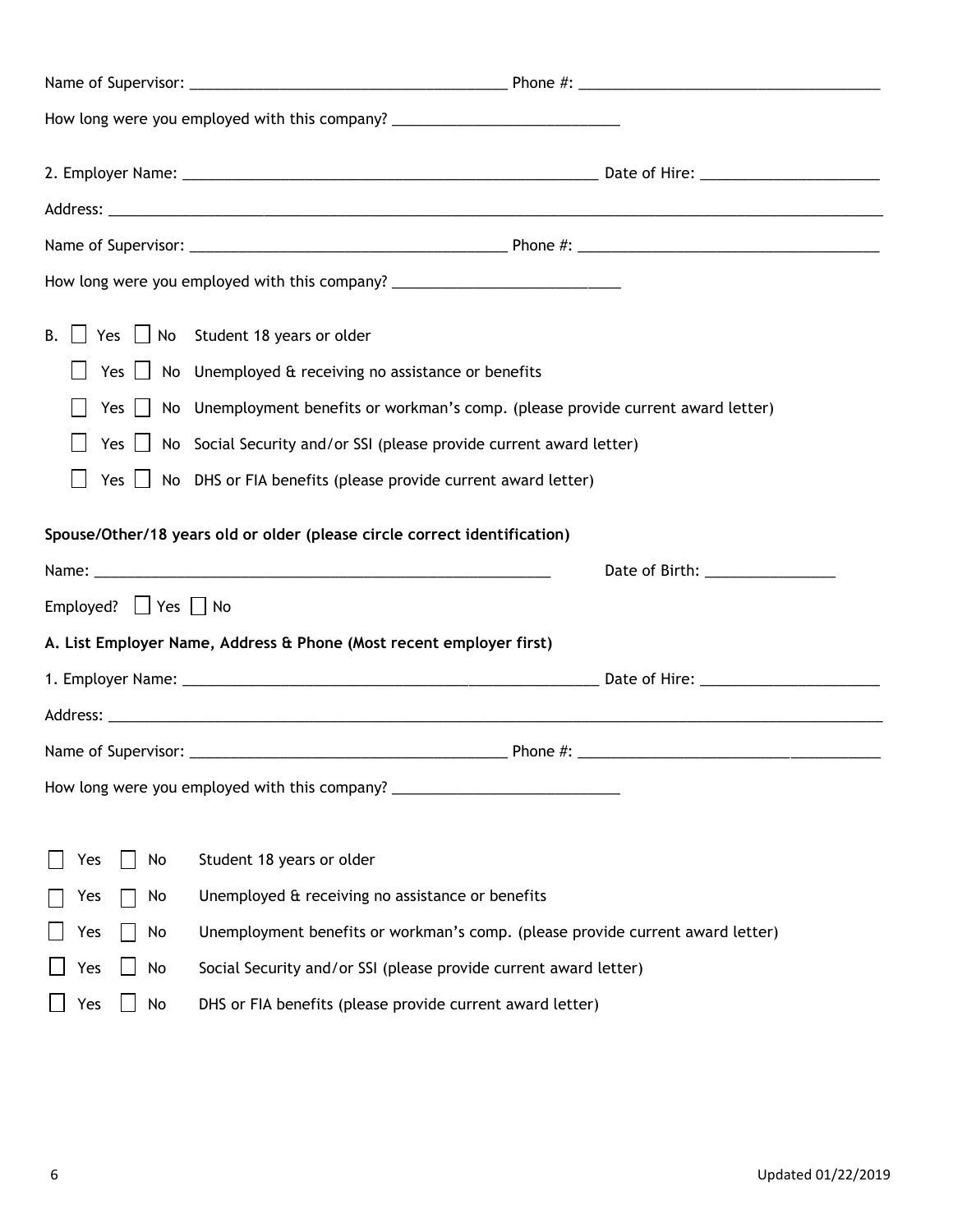Name of Supervisor: ______________________________________ Phone #: ____________________________________

How long were you employed with this company? ____________________________

2. Employer Name: ____________________________________________________ Date of Hire: ______________________

Address: ______________________________________________________________________________________________

Name of Supervisor: ______________________________________ Phone #: ____________________________________

How long were you employed with this company? ____________________________

B. ☐ Yes ☐ No Student 18 years or older

☐ Yes ☐ No Unemployed & receiving no assistance or benefits

☐ Yes ☐ No Unemployment benefits or workman's comp. (please provide current award letter)

☐ Yes ☐ No Social Security and/or SSI (please provide current award letter)

☐ Yes ☐ No DHS or FIA benefits (please provide current award letter)

**Spouse/Other/18 years old or older (please circle correct identification)**

Name: ___________________________________________________________ Date of Birth: ________________

Employed? ☐ Yes ☐ No

**A. List Employer Name, Address & Phone (Most recent employer first)**

1. Employer Name: ____________________________________________________ Date of Hire: ______________________

Address: ______________________________________________________________________________________________

Name of Supervisor: ______________________________________ Phone #: ____________________________________

How long were you employed with this company? ____________________________

☐ Yes ☐ No Student 18 years or older

☐ Yes ☐ No Unemployed & receiving no assistance or benefits

☐ Yes ☐ No Unemployment benefits or workman's comp. (please provide current award letter)

☐ Yes ☐ No Social Security and/or SSI (please provide current award letter)

☐ Yes ☐ No DHS or FIA benefits (please provide current award letter)

Updated 01/22/2019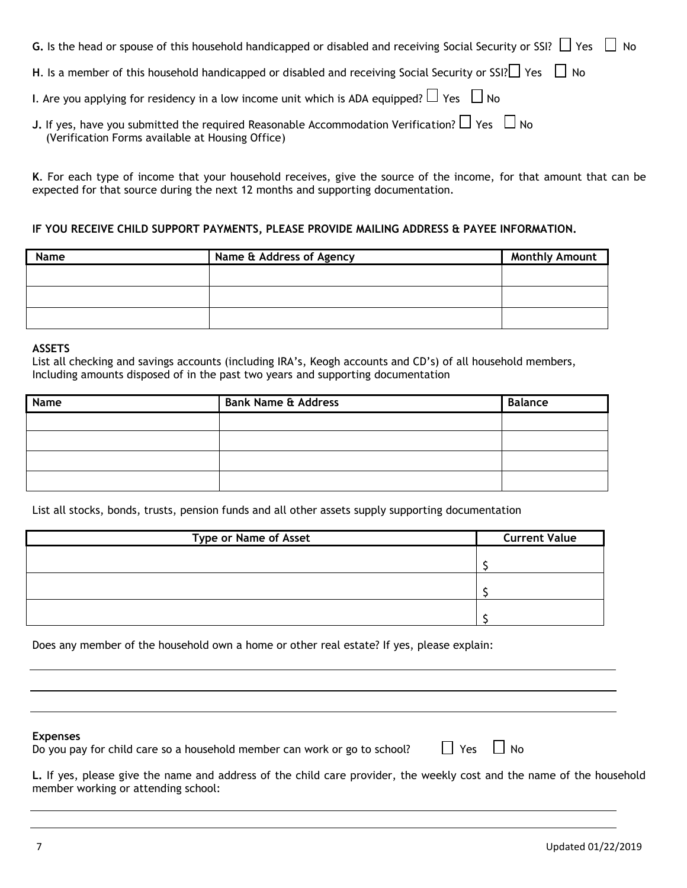**G.** Is the head or spouse of this household handicapped or disabled and receiving Social Security or SSI? ☐ Yes ☐ No

**H**. Is a member of this household handicapped or disabled and receiving Social Security or SSI? ☐ Yes ☐ No

**I**. Are you applying for residency in a low income unit which is ADA equipped? ☐ Yes ☐ No

**J.** If yes, have you submitted the required Reasonable Accommodation Verification? ☐ Yes ☐ No
(Verification Forms available at Housing Office)

**K**. For each type of income that your household receives, give the source of the income, for that amount that can be expected for that source during the next 12 months and supporting documentation.

**IF YOU RECEIVE CHILD SUPPORT PAYMENTS, PLEASE PROVIDE MAILING ADDRESS & PAYEE INFORMATION.**

| Name | Name & Address of Agency | Monthly Amount |
|---|---|---|
| | | |
| | | |
| | | |

**ASSETS**
List all checking and savings accounts (including IRA's, Keogh accounts and CD's) of all household members, Including amounts disposed of in the past two years and supporting documentation

| Name | Bank Name & Address | Balance |
|---|---|---|
| | | |
| | | |
| | | |
| | | |

List all stocks, bonds, trusts, pension funds and all other assets supply supporting documentation

| Type or Name of Asset | Current Value |
|---|---|
| | $ |
| | $ |
| | $ |

Does any member of the household own a home or other real estate? If yes, please explain:

______________________________________________________________________

______________________________________________________________________

______________________________________________________________________

**Expenses**
Do you pay for child care so a household member can work or go to school? ☐ Yes ☐ No

**L.** If yes, please give the name and address of the child care provider, the weekly cost and the name of the household member working or attending school:

______________________________________________________________________

______________________________________________________________________

Updated 01/22/2019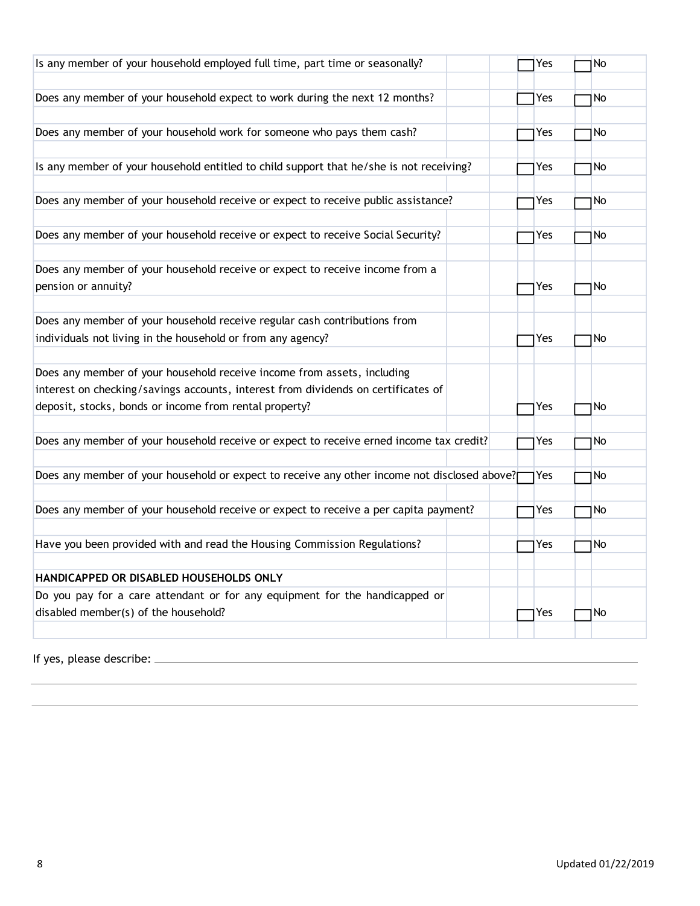| Question | Yes | No |
| --- | --- | --- |
| Is any member of your household employed full time, part time or seasonally? | ☐ Yes | ☐ No |
| Does any member of your household expect to work during the next 12 months? | ☐ Yes | ☐ No |
| Does any member of your household work for someone who pays them cash? | ☐ Yes | ☐ No |
| Is any member of your household entitled to child support that he/she is not receiving? | ☐ Yes | ☐ No |
| Does any member of your household receive or expect to receive public assistance? | ☐ Yes | ☐ No |
| Does any member of your household receive or expect to receive Social Security? | ☐ Yes | ☐ No |
| Does any member of your household receive or expect to receive income from a pension or annuity? | ☐ Yes | ☐ No |
| Does any member of your household receive regular cash contributions from individuals not living in the household or from any agency? | ☐ Yes | ☐ No |
| Does any member of your household receive income from assets, including interest on checking/savings accounts, interest from dividends on certificates of deposit, stocks, bonds or income from rental property? | ☐ Yes | ☐ No |
| Does any member of your household receive or expect to receive erned income tax credit? | ☐ Yes | ☐ No |
| Does any member of your household or expect to receive any other income not disclosed above? | ☐ Yes | ☐ No |
| Does any member of your household receive or expect to receive a per capita payment? | ☐ Yes | ☐ No |
| Have you been provided with and read the Housing Commission Regulations? | ☐ Yes | ☐ No |
| **HANDICAPPED OR DISABLED HOUSEHOLDS ONLY** | | |
| Do you pay for a care attendant or for any equipment for the handicapped or disabled member(s) of the household? | ☐ Yes | ☐ No |

If yes, please describe: ______________________________________________

______________________________________________

______________________________________________

Updated 01/22/2019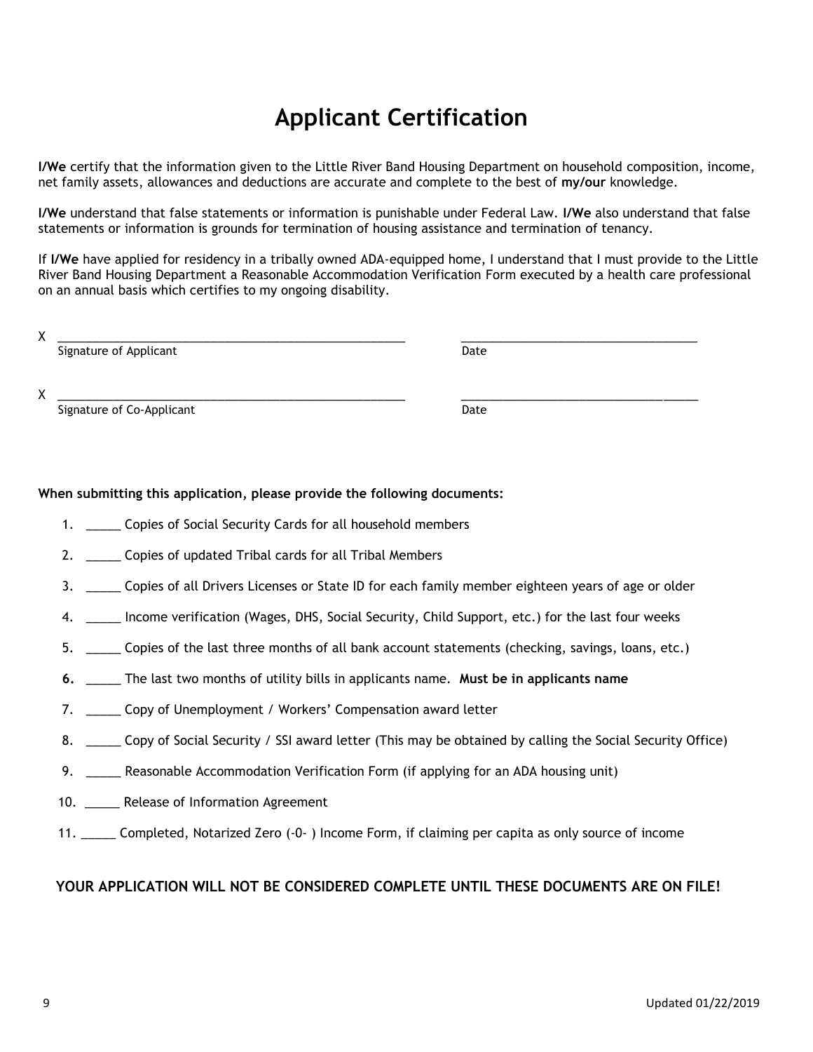# Applicant Certification

**I/We** certify that the information given to the Little River Band Housing Department on household composition, income, net family assets, allowances and deductions are accurate and complete to the best of **my/our** knowledge.

**I/We** understand that false statements or information is punishable under Federal Law. **I/We** also understand that false statements or information is grounds for termination of housing assistance and termination of tenancy.

If **I/We** have applied for residency in a tribally owned ADA-equipped home, I understand that I must provide to the Little River Band Housing Department a Reasonable Accommodation Verification Form executed by a health care professional on an annual basis which certifies to my ongoing disability.

X ______________________________________________________ ____________________________________
Signature of Applicant Date

X ______________________________________________________ ____________________________________
Signature of Co-Applicant Date

**When submitting this application, please provide the following documents:**

1. _____ Copies of Social Security Cards for all household members
2. _____ Copies of updated Tribal cards for all Tribal Members
3. _____ Copies of all Drivers Licenses or State ID for each family member eighteen years of age or older
4. _____ Income verification (Wages, DHS, Social Security, Child Support, etc.) for the last four weeks
5. _____ Copies of the last three months of all bank account statements (checking, savings, loans, etc.)
6. _____ The last two months of utility bills in applicants name. **Must be in applicants name**
7. _____ Copy of Unemployment / Workers' Compensation award letter
8. _____ Copy of Social Security / SSI award letter (This may be obtained by calling the Social Security Office)
9. _____ Reasonable Accommodation Verification Form (if applying for an ADA housing unit)
10. _____ Release of Information Agreement
11. _____ Completed, Notarized Zero (-0- ) Income Form, if claiming per capita as only source of income

**YOUR APPLICATION WILL NOT BE CONSIDERED COMPLETE UNTIL THESE DOCUMENTS ARE ON FILE!**

Updated 01/22/2019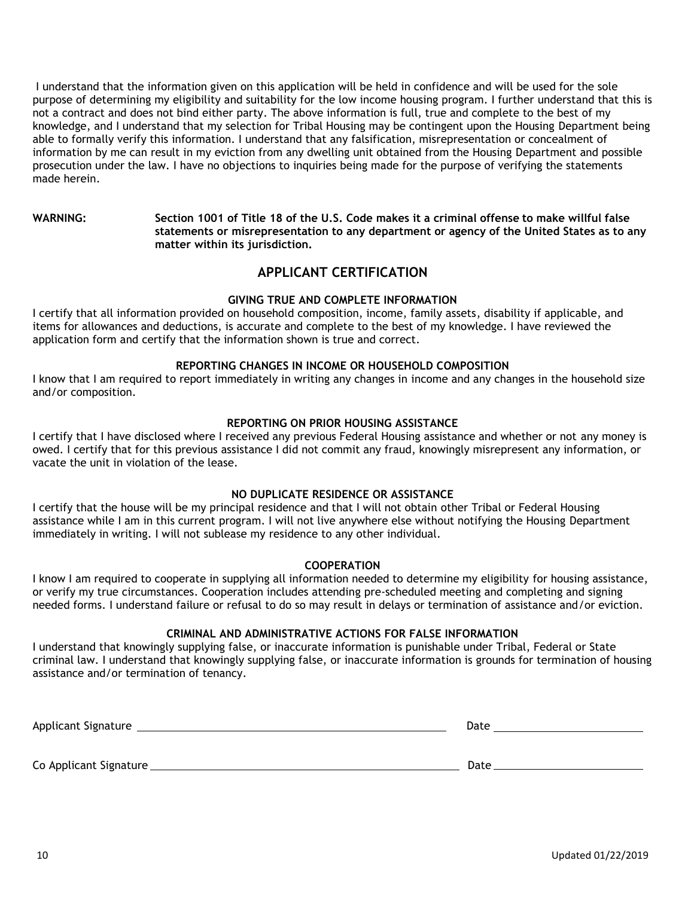I understand that the information given on this application will be held in confidence and will be used for the sole purpose of determining my eligibility and suitability for the low income housing program. I further understand that this is not a contract and does not bind either party. The above information is full, true and complete to the best of my knowledge, and I understand that my selection for Tribal Housing may be contingent upon the Housing Department being able to formally verify this information. I understand that any falsification, misrepresentation or concealment of information by me can result in my eviction from any dwelling unit obtained from the Housing Department and possible prosecution under the law. I have no objections to inquiries being made for the purpose of verifying the statements made herein.

**WARNING:** **Section 1001 of Title 18 of the U.S. Code makes it a criminal offense to make willful false statements or misrepresentation to any department or agency of the United States as to any matter within its jurisdiction.**

## APPLICANT CERTIFICATION

### GIVING TRUE AND COMPLETE INFORMATION

I certify that all information provided on household composition, income, family assets, disability if applicable, and items for allowances and deductions, is accurate and complete to the best of my knowledge. I have reviewed the application form and certify that the information shown is true and correct.

### REPORTING CHANGES IN INCOME OR HOUSEHOLD COMPOSITION

I know that I am required to report immediately in writing any changes in income and any changes in the household size and/or composition.

### REPORTING ON PRIOR HOUSING ASSISTANCE

I certify that I have disclosed where I received any previous Federal Housing assistance and whether or not any money is owed. I certify that for this previous assistance I did not commit any fraud, knowingly misrepresent any information, or vacate the unit in violation of the lease.

### NO DUPLICATE RESIDENCE OR ASSISTANCE

I certify that the house will be my principal residence and that I will not obtain other Tribal or Federal Housing assistance while I am in this current program. I will not live anywhere else without notifying the Housing Department immediately in writing. I will not sublease my residence to any other individual.

### COOPERATION

I know I am required to cooperate in supplying all information needed to determine my eligibility for housing assistance, or verify my true circumstances. Cooperation includes attending pre-scheduled meeting and completing and signing needed forms. I understand failure or refusal to do so may result in delays or termination of assistance and/or eviction.

### CRIMINAL AND ADMINISTRATIVE ACTIONS FOR FALSE INFORMATION

I understand that knowingly supplying false, or inaccurate information is punishable under Tribal, Federal or State criminal law. I understand that knowingly supplying false, or inaccurate information is grounds for termination of housing assistance and/or termination of tenancy.

Applicant Signature ______________________________ Date ________________

Co Applicant Signature ______________________________ Date ________________

Updated 01/22/2019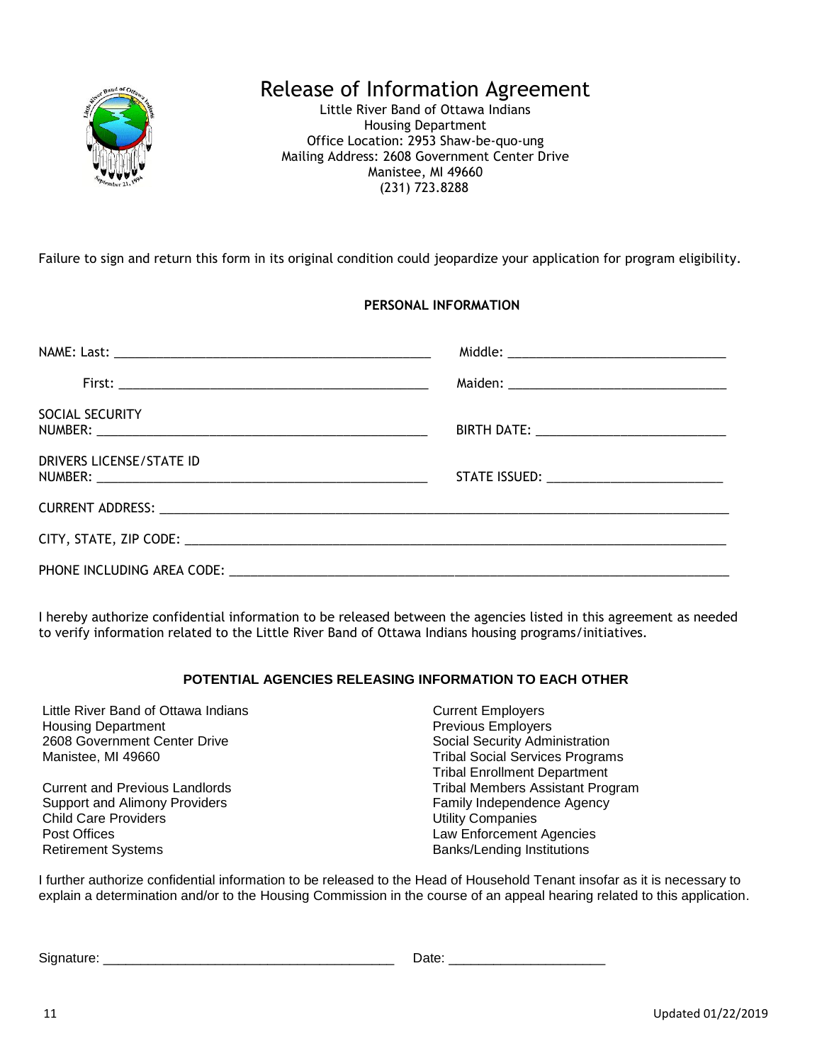# Release of Information Agreement

Little River Band of Ottawa Indians
Housing Department
Office Location: 2953 Shaw-be-quo-ung
Mailing Address: 2608 Government Center Drive
Manistee, MI 49660
(231) 723.8288

Failure to sign and return this form in its original condition could jeopardize your application for program eligibility.

## PERSONAL INFORMATION

NAME: Last: _______________________________________________ Middle: ________________________________

First: _____________________________________________ Maiden: ________________________________

SOCIAL SECURITY NUMBER: _________________________________________________ BIRTH DATE: ___________________________

DRIVERS LICENSE/STATE ID NUMBER: _________________________________________________ STATE ISSUED: _________________________

CURRENT ADDRESS: _______________________________________________________________________________________

CITY, STATE, ZIP CODE: ___________________________________________________________________________________

PHONE INCLUDING AREA CODE: _____________________________________________________________________________

I hereby authorize confidential information to be released between the agencies listed in this agreement as needed to verify information related to the Little River Band of Ottawa Indians housing programs/initiatives.

## POTENTIAL AGENCIES RELEASING INFORMATION TO EACH OTHER

Little River Band of Ottawa Indians
Housing Department
2608 Government Center Drive
Manistee, MI 49660

Current and Previous Landlords
Support and Alimony Providers
Child Care Providers
Post Offices
Retirement Systems

Current Employers
Previous Employers
Social Security Administration
Tribal Social Services Programs
Tribal Enrollment Department
Tribal Members Assistant Program
Family Independence Agency
Utility Companies
Law Enforcement Agencies
Banks/Lending Institutions

I further authorize confidential information to be released to the Head of Household Tenant insofar as it is necessary to explain a determination and/or to the Housing Commission in the course of an appeal hearing related to this application.

Signature: ________________________________________ Date: _____________________

Updated 01/22/2019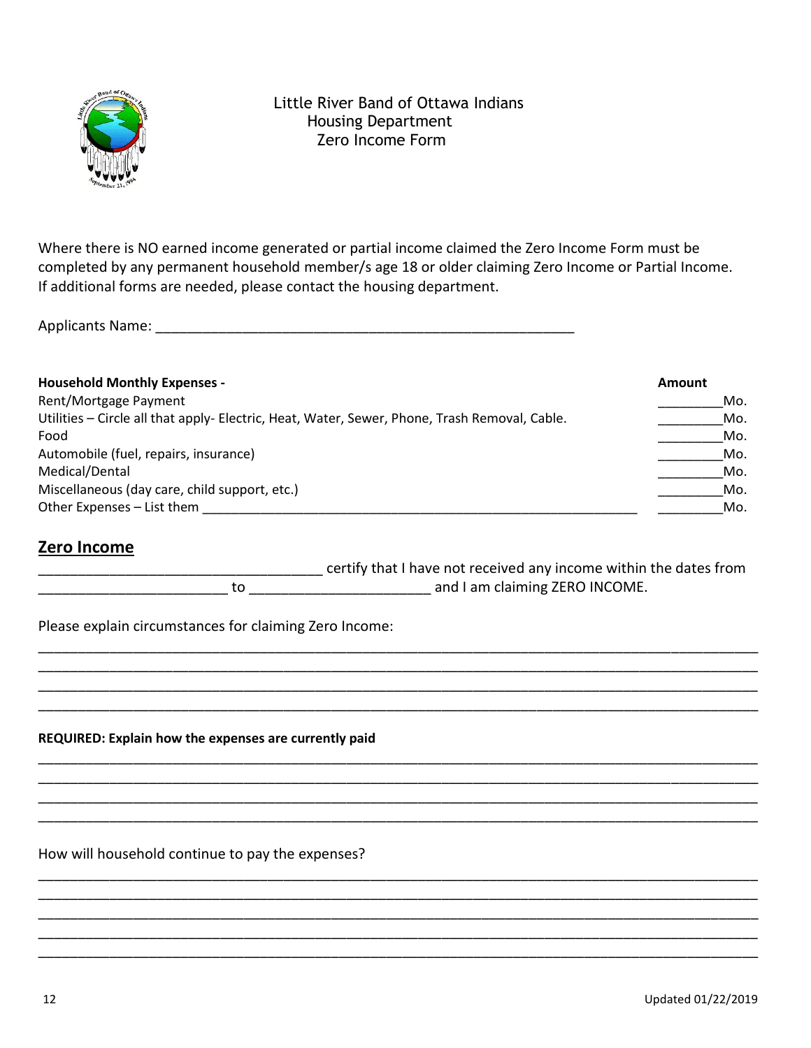Little River Band of Ottawa Indians
Housing Department
Zero Income Form

Where there is NO earned income generated or partial income claimed the Zero Income Form must be completed by any permanent household member/s age 18 or older claiming Zero Income or Partial Income. If additional forms are needed, please contact the housing department.

Applicants Name: ________________________________________________________

| **Household Monthly Expenses -** | **Amount** |
|---|---|
| Rent/Mortgage Payment | _________Mo. |
| Utilities – Circle all that apply- Electric, Heat, Water, Sewer, Phone, Trash Removal, Cable. | _________Mo. |
| Food | _________Mo. |
| Automobile (fuel, repairs, insurance) | _________Mo. |
| Medical/Dental | _________Mo. |
| Miscellaneous (day care, child support, etc.) | _________Mo. |
| Other Expenses – List them ____________________________________________________________ | _________Mo. |

## Zero Income

______________________________________ certify that I have not received any income within the dates from ________________________ to ________________________ and I am claiming ZERO INCOME.

Please explain circumstances for claiming Zero Income:

______________________________________________________________________________________________
______________________________________________________________________________________________
______________________________________________________________________________________________
______________________________________________________________________________________________

**REQUIRED: Explain how the expenses are currently paid**

______________________________________________________________________________________________
______________________________________________________________________________________________
______________________________________________________________________________________________
______________________________________________________________________________________________

How will household continue to pay the expenses?

______________________________________________________________________________________________
______________________________________________________________________________________________
______________________________________________________________________________________________
______________________________________________________________________________________________
______________________________________________________________________________________________

Updated 01/22/2019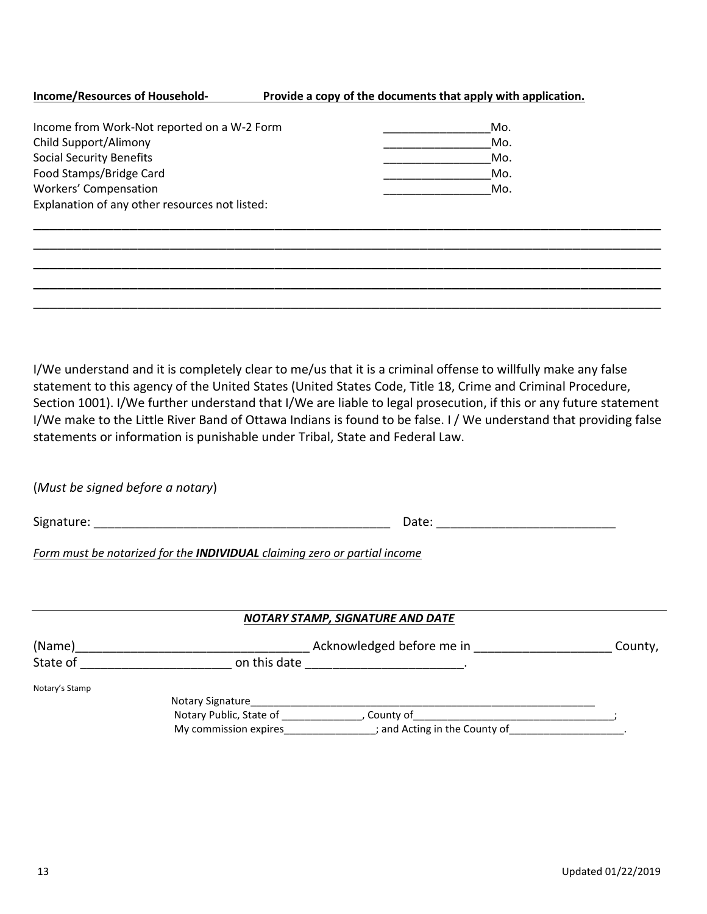**Income/Resources of Household-** **Provide a copy of the documents that apply with application.**

| | |
|---|---|
| Income from Work-Not reported on a W-2 Form | _________________Mo. |
| Child Support/Alimony | _________________Mo. |
| Social Security Benefits | _________________Mo. |
| Food Stamps/Bridge Card | _________________Mo. |
| Workers' Compensation | _________________Mo. |

Explanation of any other resources not listed:

_____________________________________________________________________________________________

_____________________________________________________________________________________________

_____________________________________________________________________________________________

_____________________________________________________________________________________________

_____________________________________________________________________________________________

I/We understand and it is completely clear to me/us that it is a criminal offense to willfully make any false statement to this agency of the United States (United States Code, Title 18, Crime and Criminal Procedure, Section 1001). I/We further understand that I/We are liable to legal prosecution, if this or any future statement I/We make to the Little River Band of Ottawa Indians is found to be false. I / We understand that providing false statements or information is punishable under Tribal, State and Federal Law.

(*Must be signed before a notary*)

Signature: ___________________________________________ Date: _________________________

*Form must be notarized for the **INDIVIDUAL** claiming zero or partial income*

***NOTARY STAMP, SIGNATURE AND DATE***

(Name)_________________________________ Acknowledged before me in ___________________ County, State of _____________________ on this date ______________________.

Notary's Stamp

Notary Signature____________________________________________________________

Notary Public, State of ______________, County of__________________________________;

My commission expires________________; and Acting in the County of____________________.